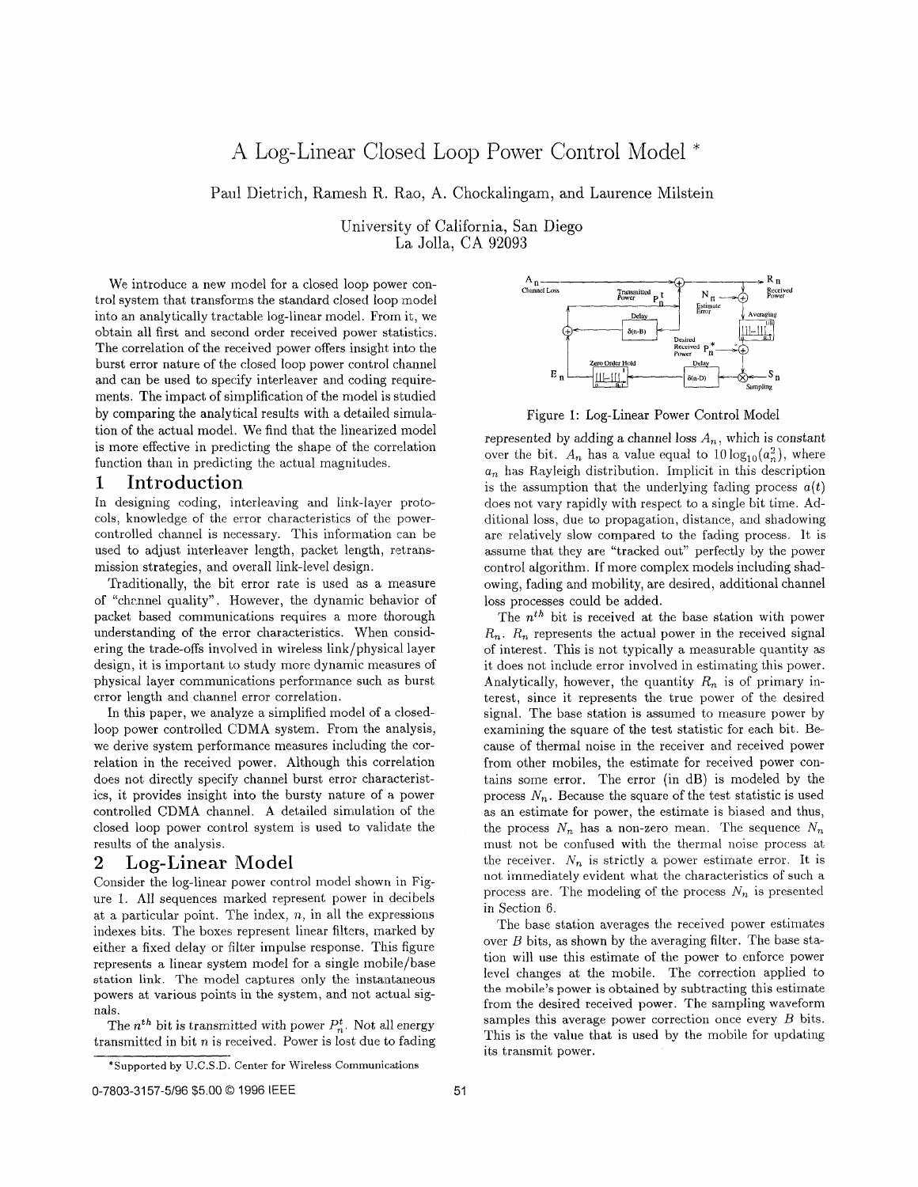# A Log-Linear Closed Loop Power Control Model *

Paul Dietrich, Ramesh R. Rao, A. Chockalingam, and Laurence Milstein

University of California, San Diego
La Jolla, CA 92093

We introduce a new model for a closed loop power control system that transforms the standard closed loop model into an analytically tractable log-linear model. From it, we obtain all first and second order received power statistics. The correlation of the received power offers insight into the burst error nature of the closed loop power control channel and can be used to specify interleaver and coding requirements. The impact of simplification of the model is studied by comparing the analytical results with a detailed simulation of the actual model. We find that the linearized model is more effective in predicting the shape of the correlation function than in predicting the actual magnitudes.

## 1 Introduction

In designing coding, interleaving and link-layer protocols, knowledge of the error characteristics of the power-controlled channel is necessary. This information can be used to adjust interleaver length, packet length, retransmission strategies, and overall link-level design.

Traditionally, the bit error rate is used as a measure of "channel quality". However, the dynamic behavior of packet based communications requires a more thorough understanding of the error characteristics. When considering the trade-offs involved in wireless link/physical layer design, it is important to study more dynamic measures of physical layer communications performance such as burst error length and channel error correlation.

In this paper, we analyze a simplified model of a closed-loop power controlled CDMA system. From the analysis, we derive system performance measures including the correlation in the received power. Although this correlation does not directly specify channel burst error characteristics, it provides insight into the bursty nature of a power controlled CDMA channel. A detailed simulation of the closed loop power control system is used to validate the results of the analysis.

## 2 Log-Linear Model

Consider the log-linear power control model shown in Figure 1. All sequences marked represent power in decibels at a particular point. The index, $n$, in all the expressions indexes bits. The boxes represent linear filters, marked by either a fixed delay or filter impulse response. This figure represents a linear system model for a single mobile/base station link. The model captures only the instantaneous powers at various points in the system, and not actual signals.

The $n^{th}$ bit is transmitted with power $P_n^t$. Not all energy transmitted in bit $n$ is received. Power is lost due to fading

Figure 1: Log-Linear Power Control Model

represented by adding a channel loss $A_n$, which is constant over the bit. $A_n$ has a value equal to $10\log_{10}(a_n^2)$, where $a_n$ has Rayleigh distribution. Implicit in this description is the assumption that the underlying fading process $a(t)$ does not vary rapidly with respect to a single bit time. Additional loss, due to propagation, distance, and shadowing are relatively slow compared to the fading process. It is assume that they are "tracked out" perfectly by the power control algorithm. If more complex models including shadowing, fading and mobility, are desired, additional channel loss processes could be added.

The $n^{th}$ bit is received at the base station with power $R_n$. $R_n$ represents the actual power in the received signal of interest. This is not typically a measurable quantity as it does not include error involved in estimating this power. Analytically, however, the quantity $R_n$ is of primary interest, since it represents the true power of the desired signal. The base station is assumed to measure power by examining the square of the test statistic for each bit. Because of thermal noise in the receiver and received power from other mobiles, the estimate for received power contains some error. The error (in dB) is modeled by the process $N_n$. Because the square of the test statistic is used as an estimate for power, the estimate is biased and thus, the process $N_n$ has a non-zero mean. The sequence $N_n$ must not be confused with the thermal noise process at the receiver. $N_n$ is strictly a power estimate error. It is not immediately evident what the characteristics of such a process are. The modeling of the process $N_n$ is presented in Section 6.

The base station averages the received power estimates over $B$ bits, as shown by the averaging filter. The base station will use this estimate of the power to enforce power level changes at the mobile. The correction applied to the mobile's power is obtained by subtracting this estimate from the desired received power. The sampling waveform samples this average power correction once every $B$ bits. This is the value that is used by the mobile for updating its transmit power.

*Supported by U.C.S.D. Center for Wireless Communications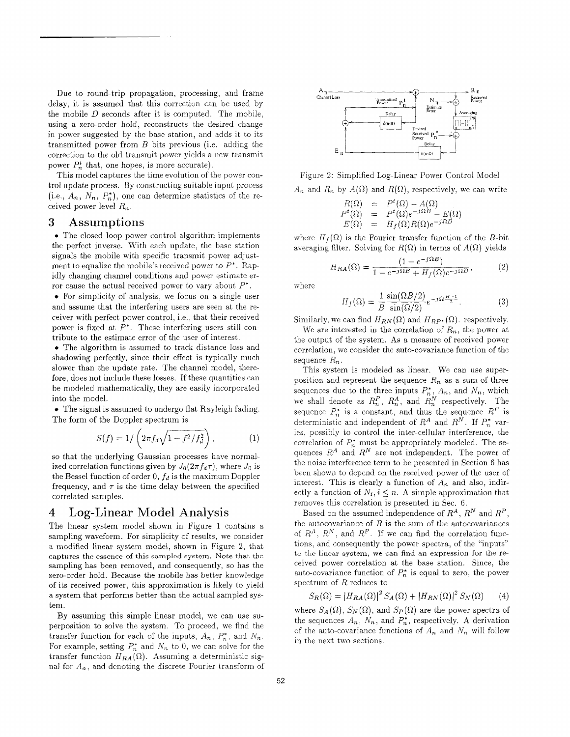Due to round-trip propagation, processing, and frame delay, it is assumed that this correction can be used by the mobile $D$ seconds after it is computed. The mobile, using a zero-order hold, reconstructs the desired change in power suggested by the base station, and adds it to its transmitted power from $B$ bits previous (i.e. adding the correction to the old transmit power yields a new transmit power $P_n^t$ that, one hopes, is more accurate).

This model captures the time evolution of the power control update process. By constructing suitable input process (i.e., $A_n$, $N_n$, $P_n^*$), one can determine statistics of the received power level $R_n$.

## 3 Assumptions

- The closed loop power control algorithm implements the perfect inverse. With each update, the base station signals the mobile with specific transmit power adjustment to equalize the mobile's received power to $P^*$. Rapidly changing channel conditions and power estimate error cause the actual received power to vary about $P^*$.
- For simplicity of analysis, we focus on a single user and assume that the interfering users are seen at the receiver with perfect power control, i.e., that their received power is fixed at $P^*$. These interfering users still contribute to the estimate error of the user of interest.
- The algorithm is assumed to track distance loss and shadowing perfectly, since their effect is typically much slower than the update rate. The channel model, therefore, does not include these losses. If these quantities can be modeled mathematically, they are easily incorporated into the model.
- The signal is assumed to undergo flat Rayleigh fading. The form of the Doppler spectrum is

$$S(f) = 1/\left(2\pi f_d\sqrt{1 - f^2/f_d^2}\right), \tag{1}$$

so that the underlying Gaussian processes have normalized correlation functions given by $J_0(2\pi f_d \tau)$, where $J_0$ is the Bessel function of order 0, $f_d$ is the maximum Doppler frequency, and $\tau$ is the time delay between the specified correlated samples.

## 4 Log-Linear Model Analysis

The linear system model shown in Figure 1 contains a sampling waveform. For simplicity of results, we consider a modified linear system model, shown in Figure 2, that captures the essence of this sampled system. Note that the sampling has been removed, and consequently, so has the zero-order hold. Because the mobile has better knowledge of its received power, this approximation is likely to yield a system that performs better than the actual sampled system.

By assuming this simple linear model, we can use superposition to solve the system. To proceed, we find the transfer function for each of the inputs, $A_n$, $P_n^*$, and $N_n$. For example, setting $P_n^*$ and $N_n$ to 0, we can solve for the transfer function $H_{RA}(\Omega)$. Assuming a deterministic signal for $A_n$, and denoting the discrete Fourier transform of $A_n$ and $R_n$ by $A(\Omega)$ and $R(\Omega)$, respectively, we can write

Figure 2: Simplified Log-Linear Power Control Model

$$\begin{aligned} R(\Omega) &= P^t(\Omega) - A(\Omega) \\ P^t(\Omega) &= P^t(\Omega)e^{-j\Omega B} - E(\Omega) \\ E(\Omega) &= H_f(\Omega)R(\Omega)e^{-j\Omega D} \end{aligned}$$

where $H_f(\Omega)$ is the Fourier transfer function of the $B$-bit averaging filter. Solving for $R(\Omega)$ in terms of $A(\Omega)$ yields

$$H_{RA}(\Omega) = \frac{(1 - e^{-j\Omega B})}{1 - e^{-j\Omega B} + H_f(\Omega)e^{-j\Omega D}}, \tag{2}$$

where

$$H_f(\Omega) = \frac{1}{B}\frac{\sin(\Omega B/2)}{\sin(\Omega/2)}e^{-j\Omega\frac{B-1}{2}}. \tag{3}$$

Similarly, we can find $H_{RN}(\Omega)$ and $H_{RP^*}(\Omega)$, respectively.

We are interested in the correlation of $R_n$, the power at the output of the system. As a measure of received power correlation, we consider the auto-covariance function of the sequence $R_n$.

This system is modeled as linear. We can use superposition and represent the sequence $R_n$ as a sum of three sequences due to the three inputs $P_n^*$, $A_n$, and $N_n$, which we shall denote as $R_n^P$, $R_n^A$, and $R_n^N$ respectively. The sequence $P_n^*$ is a constant, and thus the sequence $R^P$ is deterministic and independent of $R^A$ and $R^N$. If $P_n^*$ varies, possibly to control the inter-cellular interference, the correlation of $P_n^*$ must be appropriately modeled. The sequences $R^A$ and $R^N$ are not independent. The power of the noise interference term to be presented in Section 6 has been shown to depend on the received power of the user of interest. This is clearly a function of $A_n$ and also, indirectly a function of $N_i, i \leq n$. A simple approximation that removes this correlation is presented in Sec. 6.

Based on the assumed independence of $R^A$, $R^N$ and $R^P$, the autocovariance of $R$ is the sum of the autocovariances of $R^A$, $R^N$, and $R^P$. If we can find the correlation functions, and consequently the power spectra, of the "inputs" to the linear system, we can find an expression for the received power correlation at the base station. Since, the auto-covariance function of $P_n^*$ is equal to zero, the power spectrum of $R$ reduces to

$$S_R(\Omega) = |H_{RA}(\Omega)|^2 S_A(\Omega) + |H_{RN}(\Omega)|^2 S_N(\Omega) \tag{4}$$

where $S_A(\Omega)$, $S_N(\Omega)$, and $S_P(\Omega)$ are the power spectra of the sequences $A_n$, $N_n$, and $P_n^*$, respectively. A derivation of the auto-covariance functions of $A_n$ and $N_n$ will follow in the next two sections.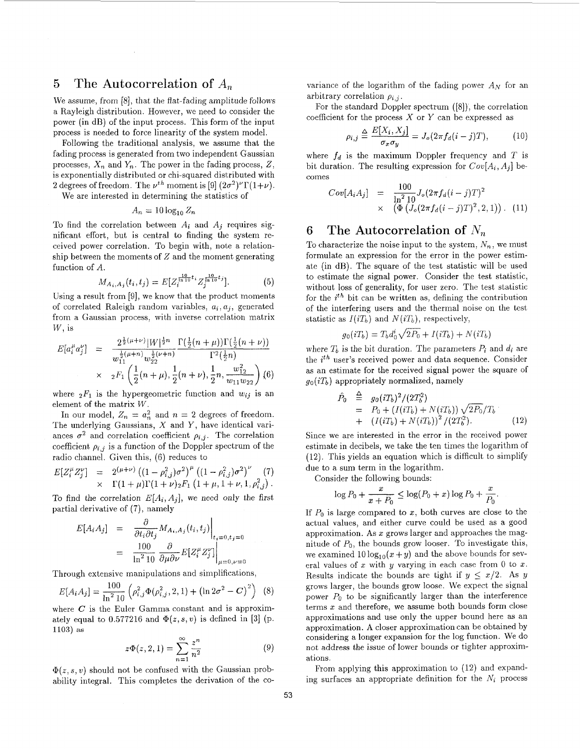## 5 The Autocorrelation of $A_n$

We assume, from [8], that the flat-fading amplitude follows a Rayleigh distribution. However, we need to consider the power (in dB) of the input process. This form of the input process is needed to force linearity of the system model.

Following the traditional analysis, we assume that the fading process is generated from two independent Gaussian processes, $X_n$ and $Y_n$. The power in the fading process, $Z$, is exponentially distributed or chi-squared distributed with 2 degrees of freedom. The $\nu^{th}$ moment is [9] $(2\sigma^2)^\nu \Gamma(1+\nu)$.

We are interested in determining the statistics of

$$A_n = 10 \log_{10} Z_n$$

To find the correlation between $A_i$ and $A_j$ requires significant effort, but is central to finding the system received power correlation. To begin with, note a relationship between the moments of $Z$ and the moment generating function of $A$.

$$M_{A_i,A_j}(t_i, t_j) = E[Z_i^{\frac{10}{\ln 10}t_i} Z_j^{\frac{10}{\ln 10}t_j}]. \tag{5}$$

Using a result from [9], we know that the product moments of correlated Raleigh random variables, $a_i, a_j$, generated from a Gaussian process, with inverse correlation matrix $W$, is

$$\begin{aligned} E[a_i^\mu a_j^\nu] &= \frac{2^{\frac{1}{2}(\mu+\nu)}|W|^{\frac{1}{2}n}}{w_{11}^{\frac{1}{2}(\mu+n)} w_{22}^{\frac{1}{2}(\nu+n)}} \frac{\Gamma(\frac{1}{2}(n+\mu))\Gamma(\frac{1}{2}(n+\nu))}{\Gamma^2(\frac{1}{2}n)} \\ &\times \ {}_2F_1\left(\frac{1}{2}(n+\mu), \frac{1}{2}(n+\nu), \frac{1}{2}n, \frac{w_{12}^2}{w_{11}w_{22}}\right) \end{aligned} \tag{6}$$

where ${}_2F_1$ is the hypergeometric function and $w_{ij}$ is an element of the matrix $W$.

In our model, $Z_n = a_n^2$ and $n = 2$ degrees of freedom. The underlying Gaussians, $X$ and $Y$, have identical variances $\sigma^2$ and correlation coefficient $\rho_{i,j}$. The correlation coefficient $\rho_{i,j}$ is a function of the Doppler spectrum of the radio channel. Given this, (6) reduces to

$$\begin{aligned} E[Z_i^\mu Z_j^\nu] &= 2^{(\mu+\nu)}\left((1-\rho_{i,j}^2)\sigma^2\right)^\mu \left((1-\rho_{i,j}^2)\sigma^2\right)^\nu \\ &\times \ \Gamma(1+\mu)\Gamma(1+\nu)\,{}_2F_1\left(1+\mu, 1+\nu, 1, \rho_{i,j}^2\right). \end{aligned} \tag{7}$$

To find the correlation $E[A_i, A_j]$, we need only the first partial derivative of (7), namely

$$\begin{aligned} E[A_i A_j] &= \left.\frac{\partial}{\partial t_i \partial t_j} M_{A_i,A_j}(t_i,t_j)\right|_{t_i=0,t_j=0} \\ &= \frac{100}{\ln^2 10} \left.\frac{\partial}{\partial\mu\partial\nu} E[Z_i^\mu Z_j^\nu]\right|_{\mu=0,\nu=0} \end{aligned}$$

Through extensive manipulations and simplifications,

$$E[A_i A_j] = \frac{100}{\ln^2 10}\left(\rho_{i,j}^2 \Phi(\rho_{i,j}^2, 2, 1) + \left(\ln 2\sigma^2 - \boldsymbol{C}\right)^2\right) \tag{8}$$

where $\boldsymbol{C}$ is the Euler Gamma constant and is approximately equal to 0.577216 and $\Phi(z, s, v)$ is defined in [3] (p. 1103) as

$$z\Phi(z, 2, 1) = \sum_{n=1}^{\infty} \frac{z^n}{n^2} \tag{9}$$

$\Phi(z, s, v)$ should not be confused with the Gaussian probability integral. This completes the derivation of the covariance of the logarithm of the fading power $A_N$ for an arbitrary correlation $\rho_{i,j}$.

For the standard Doppler spectrum ([8]), the correlation coefficient for the process $X$ or $Y$ can be expressed as

$$\rho_{i,j} \triangleq \frac{E[X_i, X_j]}{\sigma_x \sigma_y} = J_o(2\pi f_d(i-j)T), \tag{10}$$

where $f_d$ is the maximum Doppler frequency and $T$ is bit duration. The resulting expression for $Cov[A_i, A_j]$ becomes

$$\begin{aligned} Cov[A_i A_j] &= \frac{100}{\ln^2 10} J_o(2\pi f_d(i-j)T)^2 \\ &\times \ \left(\Phi\left(J_o(2\pi f_d(i-j)T)^2, 2, 1\right)\right). \end{aligned} \tag{11}$$

## 6 The Autocorrelation of $N_n$

To characterize the noise input to the system, $N_n$, we must formulate an expression for the error in the power estimate (in dB). The square of the test statistic will be used to estimate the signal power. Consider the test statistic, without loss of generality, for user zero. The test statistic for the $i^{th}$ bit can be written as, defining the contribution of the interfering users and the thermal noise on the test statistic as $I(iT_b)$ and $N(iT_b)$, respectively,

$$g_0(iT_b) = T_b d_0^i \sqrt{2P_0} + I(iT_b) + N(iT_b)$$

where $T_b$ is the bit duration. The parameters $P_i$ and $d_i$ are the $i^{th}$ user's received power and data sequence. Consider as an estimate for the received signal power the square of $g_0(iT_b)$ appropriately normalized, namely

$$\begin{aligned} \hat{P_0} &\triangleq g_0(iT_b)^2/(2T_b^2) \\ &= P_0 + (I(iT_b) + N(iT_b))\sqrt{2P_0}/T_b \\ &+ \ (I(iT_b) + N(iT_b))^2/(2T_b^2). \end{aligned} \tag{12}$$

Since we are interested in the error in the received power estimate in decibels, we take the ten times the logarithm of (12). This yields an equation which is difficult to simplify due to a sum term in the logarithm.

Consider the following bounds:

$$\log P_0 + \frac{x}{x+P_0} \le \log(P_0 + x) \log P_0 + \frac{x}{P_0}.$$

If $P_0$ is large compared to $x$, both curves are close to the actual values, and either curve could be used as a good approximation. As $x$ grows larger and approaches the magnitude of $P_0$, the bounds grow looser. To investigate this, we examined $10\log_{10}(x+y)$ and the above bounds for several values of $x$ with $y$ varying in each case from 0 to $x$. Results indicate the bounds are tight if $y \le x/2$. As $y$ grows larger, the bounds grow loose. We expect the signal power $P_0$ to be significantly larger than the interference terms $x$ and therefore, we assume both bounds form close approximations and use only the upper bound here as an approximation. A closer approximation can be obtained by considering a longer expansion for the log function. We do not address the issue of lower bounds or tighter approximations.

From applying this approximation to (12) and expanding surfaces an appropriate definition for the $N_i$ process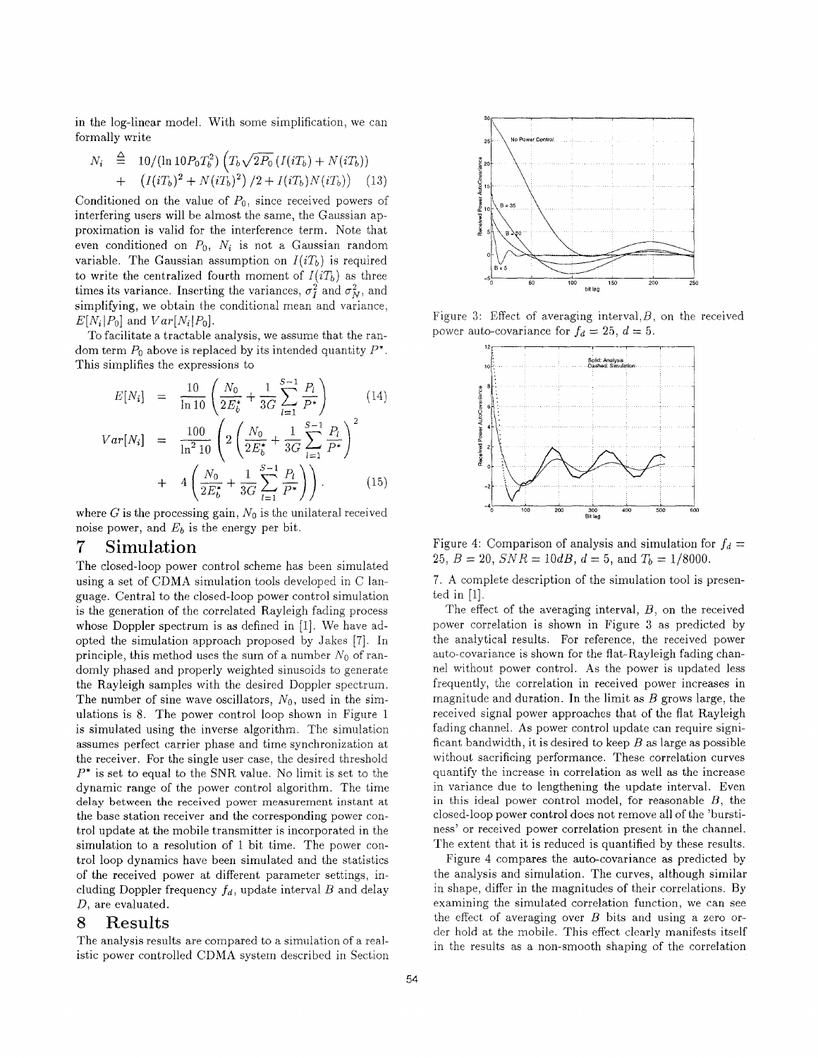in the log-linear model. With some simplification, we can formally write

$$N_i \triangleq 10/(\ln 10 P_0 T_b^2)\left(T_b\sqrt{2P_0}\left(I(iT_b) + N(iT_b)\right)\right.$$
$$\left. + \left(I(iT_b)^2 + N(iT_b)^2\right)/2 + I(iT_b)N(iT_b)\right) \quad (13)$$

Conditioned on the value of $P_0$, since received powers of interfering users will be almost the same, the Gaussian approximation is valid for the interference term. Note that even conditioned on $P_0$, $N_i$ is not a Gaussian random variable. The Gaussian assumption on $I(iT_b)$ is required to write the centralized fourth moment of $I(iT_b)$ as three times its variance. Inserting the variances, $\sigma_I^2$ and $\sigma_N^2$, and simplifying, we obtain the conditional mean and variance, $E[N_i|P_0]$ and $Var[N_i|P_0]$.

To facilitate a tractable analysis, we assume that the random term $P_0$ above is replaced by its intended quantity $P^*$. This simplifies the expressions to

$$E[N_i] = \frac{10}{\ln 10}\left(\frac{N_0}{2E_b^*} + \frac{1}{3G}\sum_{l=1}^{S-1}\frac{P_l}{P^*}\right) \quad (14)$$

$$Var[N_i] = \frac{100}{\ln^2 10}\left(2\left(\frac{N_0}{2E_b^*} + \frac{1}{3G}\sum_{l=1}^{S-1}\frac{P_l}{P^*}\right)^2\right.$$
$$\left. + 4\left(\frac{N_0}{2E_b^*} + \frac{1}{3G}\sum_{l=1}^{S-1}\frac{P_l}{P^*}\right)\right). \quad (15)$$

where $G$ is the processing gain, $N_0$ is the unilateral received noise power, and $E_b$ is the energy per bit.

# 7 Simulation

The closed-loop power control scheme has been simulated using a set of CDMA simulation tools developed in C language. Central to the closed-loop power control simulation is the generation of the correlated Rayleigh fading process whose Doppler spectrum is as defined in [1]. We have adopted the simulation approach proposed by Jakes [7]. In principle, this method uses the sum of a number $N_0$ of randomly phased and properly weighted sinusoids to generate the Rayleigh samples with the desired Doppler spectrum. The number of sine wave oscillators, $N_0$, used in the simulations is 8. The power control loop shown in Figure 1 is simulated using the inverse algorithm. The simulation assumes perfect carrier phase and time synchronization at the receiver. For the single user case, the desired threshold $P^*$ is set to equal to the SNR value. No limit is set to the dynamic range of the power control algorithm. The time delay between the received power measurement instant at the base station receiver and the corresponding power control update at the mobile transmitter is incorporated in the simulation to a resolution of 1 bit time. The power control loop dynamics have been simulated and the statistics of the received power at different parameter settings, including Doppler frequency $f_d$, update interval $B$ and delay $D$, are evaluated.

# 8 Results

The analysis results are compared to a simulation of a realistic power controlled CDMA system described in Section 7. A complete description of the simulation tool is presented in [1].

Figure 3: Effect of averaging interval, $B$, on the received power auto-covariance for $f_d = 25$, $d = 5$.

Figure 4: Comparison of analysis and simulation for $f_d = 25$, $B = 20$, $SNR = 10dB$, $d = 5$, and $T_b = 1/8000$.

The effect of the averaging interval, $B$, on the received power correlation is shown in Figure 3 as predicted by the analytical results. For reference, the received power auto-covariance is shown for the flat-Rayleigh fading channel without power control. As the power is updated less frequently, the correlation in received power increases in magnitude and duration. In the limit as $B$ grows large, the received signal power approaches that of the flat Rayleigh fading channel. As power control update can require significant bandwidth, it is desired to keep $B$ as large as possible without sacrificing performance. These correlation curves quantify the increase in correlation as well as the increase in variance due to lengthening the update interval. Even in this ideal power control model, for reasonable $B$, the closed-loop power control does not remove all of the 'burstiness' or received power correlation present in the channel. The extent that it is reduced is quantified by these results.

Figure 4 compares the auto-covariance as predicted by the analysis and simulation. The curves, although similar in shape, differ in the magnitudes of their correlations. By examining the simulated correlation function, we can see the effect of averaging over $B$ bits and using a zero order hold at the mobile. This effect clearly manifests itself in the results as a non-smooth shaping of the correlation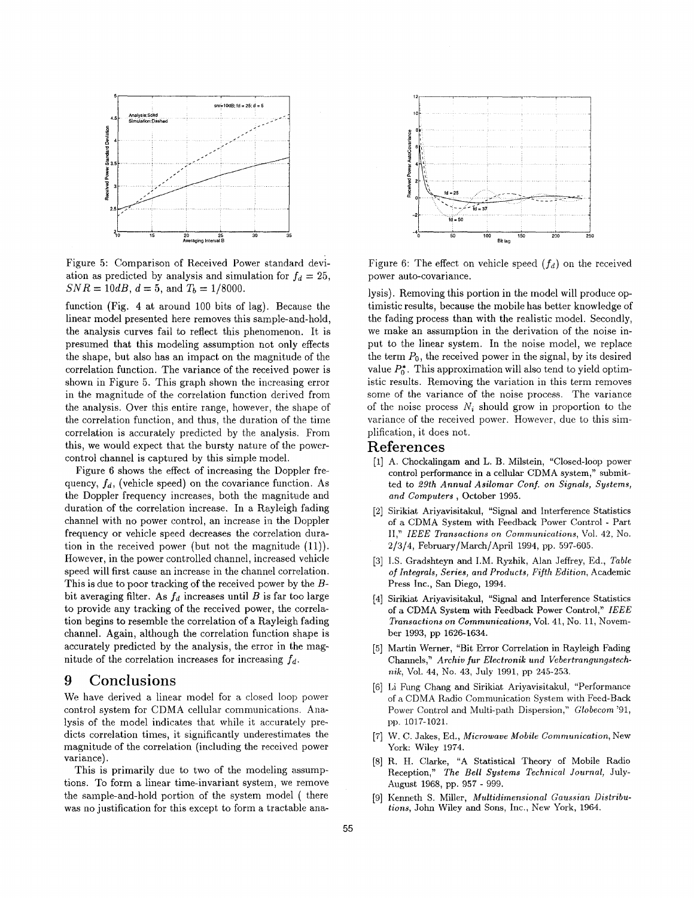snr=10dB; fd = 25; d = 5

Analysis:Solid
Simulation:Dashed

Received Power Standard Deviation

Averaging Interval B

Figure 5: Comparison of Received Power standard deviation as predicted by analysis and simulation for $f_d = 25$, $SNR = 10dB$, $d = 5$, and $T_b = 1/8000$.

function (Fig. 4 at around 100 bits of lag). Because the linear model presented here removes this sample-and-hold, the analysis curves fail to reflect this phenomenon. It is presumed that this modeling assumption not only effects the shape, but also has an impact on the magnitude of the correlation function. The variance of the received power is shown in Figure 5. This graph shown the increasing error in the magnitude of the correlation function derived from the analysis. Over this entire range, however, the shape of the correlation function, and thus, the duration of the time correlation is accurately predicted by the analysis. From this, we would expect that the bursty nature of the power-control channel is captured by this simple model.

Figure 6 shows the effect of increasing the Doppler frequency, $f_d$, (vehicle speed) on the covariance function. As the Doppler frequency increases, both the magnitude and duration of the correlation increase. In a Rayleigh fading channel with no power control, an increase in the Doppler frequency or vehicle speed decreases the correlation duration in the received power (but not the magnitude (11)). However, in the power controlled channel, increased vehicle speed will first cause an increase in the channel correlation. This is due to poor tracking of the received power by the $B$-bit averaging filter. As $f_d$ increases until $B$ is far too large to provide any tracking of the received power, the correlation begins to resemble the correlation of a Rayleigh fading channel. Again, although the correlation function shape is accurately predicted by the analysis, the error in the magnitude of the correlation increases for increasing $f_d$.

# 9 Conclusions

We have derived a linear model for a closed loop power control system for CDMA cellular communications. Analysis of the model indicates that while it accurately predicts correlation times, it significantly underestimates the magnitude of the correlation (including the received power variance).

This is primarily due to two of the modeling assumptions. To form a linear time-invariant system, we remove the sample-and-hold portion of the system model ( there was no justification for this except to form a tractable analysis). Removing this portion in the model will produce optimistic results, because the mobile has better knowledge of the fading process than with the realistic model. Secondly, we make an assumption in the derivation of the noise input to the linear system. In the noise model, we replace the term $P_0$, the received power in the signal, by its desired value $P_0^*$. This approximation will also tend to yield optimistic results. Removing the variation in this term removes some of the variance of the noise process. The variance of the noise process $N_i$ should grow in proportion to the variance of the received power. However, due to this simplification, it does not.

Received Power AutoCovariance

fd = 25

fd = 37

fd = 50

Bit lag

Figure 6: The effect on vehicle speed ($f_d$) on the received power auto-covariance.

# References

[1] A. Chockalingam and L. B. Milstein, "Closed-loop power control performance in a cellular CDMA system," submitted to *29th Annual Asilomar Conf. on Signals, Systems, and Computers*, October 1995.

[2] Sirikiat Ariyavisitakul, "Signal and Interference Statistics of a CDMA System with Feedback Power Control - Part II," *IEEE Transactions on Communications*, Vol. 42, No. 2/3/4, February/March/April 1994, pp. 597-605.

[3] I.S. Gradshteyn and I.M. Ryzhik, Alan Jeffrey, Ed., *Table of Integrals, Series, and Products, Fifth Edition*, Academic Press Inc., San Diego, 1994.

[4] Sirikiat Ariyavisitakul, "Signal and Interference Statistics of a CDMA System with Feedback Power Control," *IEEE Transactions on Communications*, Vol. 41, No. 11, November 1993, pp 1626-1634.

[5] Martin Werner, "Bit Error Correlation in Rayleigh Fading Channels," *Archiv fur Electronik und Vebertrangungstechnik*, Vol. 44, No. 43, July 1991, pp 245-253.

[6] Li Fung Chang and Sirikiat Ariyavisitakul, "Performance of a CDMA Radio Communication System with Feed-Back Power Control and Multi-path Dispersion," *Globecom '91*, pp. 1017-1021.

[7] W. C. Jakes, Ed., *Microwave Mobile Communication*, New York: Wiley 1974.

[8] R. H. Clarke, "A Statistical Theory of Mobile Radio Reception," *The Bell Systems Technical Journal,* July-August 1968, pp. 957 - 999.

[9] Kenneth S. Miller, *Multidimensional Gaussian Distributions*, John Wiley and Sons, Inc., New York, 1964.